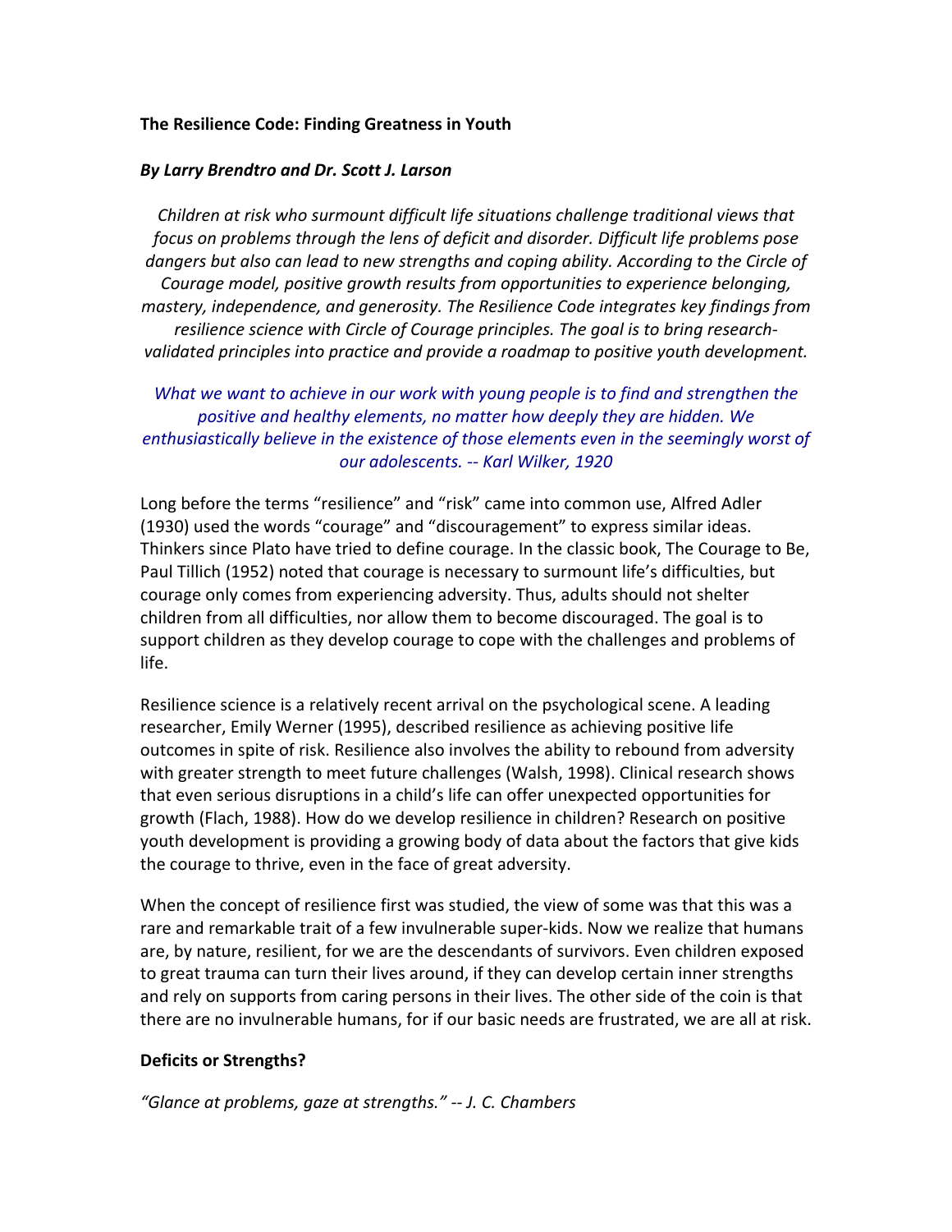**The Resilience Code: Finding Greatness in Youth**

***By Larry Brendtro and Dr. Scott J. Larson***

*Children at risk who surmount difficult life situations challenge traditional views that focus on problems through the lens of deficit and disorder. Difficult life problems pose dangers but also can lead to new strengths and coping ability. According to the Circle of Courage model, positive growth results from opportunities to experience belonging, mastery, independence, and generosity. The Resilience Code integrates key findings from resilience science with Circle of Courage principles. The goal is to bring research-validated principles into practice and provide a roadmap to positive youth development.*

*What we want to achieve in our work with young people is to find and strengthen the positive and healthy elements, no matter how deeply they are hidden. We enthusiastically believe in the existence of those elements even in the seemingly worst of our adolescents. -- Karl Wilker, 1920*

Long before the terms "resilience" and "risk" came into common use, Alfred Adler (1930) used the words "courage" and "discouragement" to express similar ideas. Thinkers since Plato have tried to define courage. In the classic book, The Courage to Be, Paul Tillich (1952) noted that courage is necessary to surmount life's difficulties, but courage only comes from experiencing adversity. Thus, adults should not shelter children from all difficulties, nor allow them to become discouraged. The goal is to support children as they develop courage to cope with the challenges and problems of life.

Resilience science is a relatively recent arrival on the psychological scene. A leading researcher, Emily Werner (1995), described resilience as achieving positive life outcomes in spite of risk. Resilience also involves the ability to rebound from adversity with greater strength to meet future challenges (Walsh, 1998). Clinical research shows that even serious disruptions in a child's life can offer unexpected opportunities for growth (Flach, 1988). How do we develop resilience in children? Research on positive youth development is providing a growing body of data about the factors that give kids the courage to thrive, even in the face of great adversity.

When the concept of resilience first was studied, the view of some was that this was a rare and remarkable trait of a few invulnerable super-kids. Now we realize that humans are, by nature, resilient, for we are the descendants of survivors. Even children exposed to great trauma can turn their lives around, if they can develop certain inner strengths and rely on supports from caring persons in their lives. The other side of the coin is that there are no invulnerable humans, for if our basic needs are frustrated, we are all at risk.

**Deficits or Strengths?**

*"Glance at problems, gaze at strengths." -- J. C. Chambers*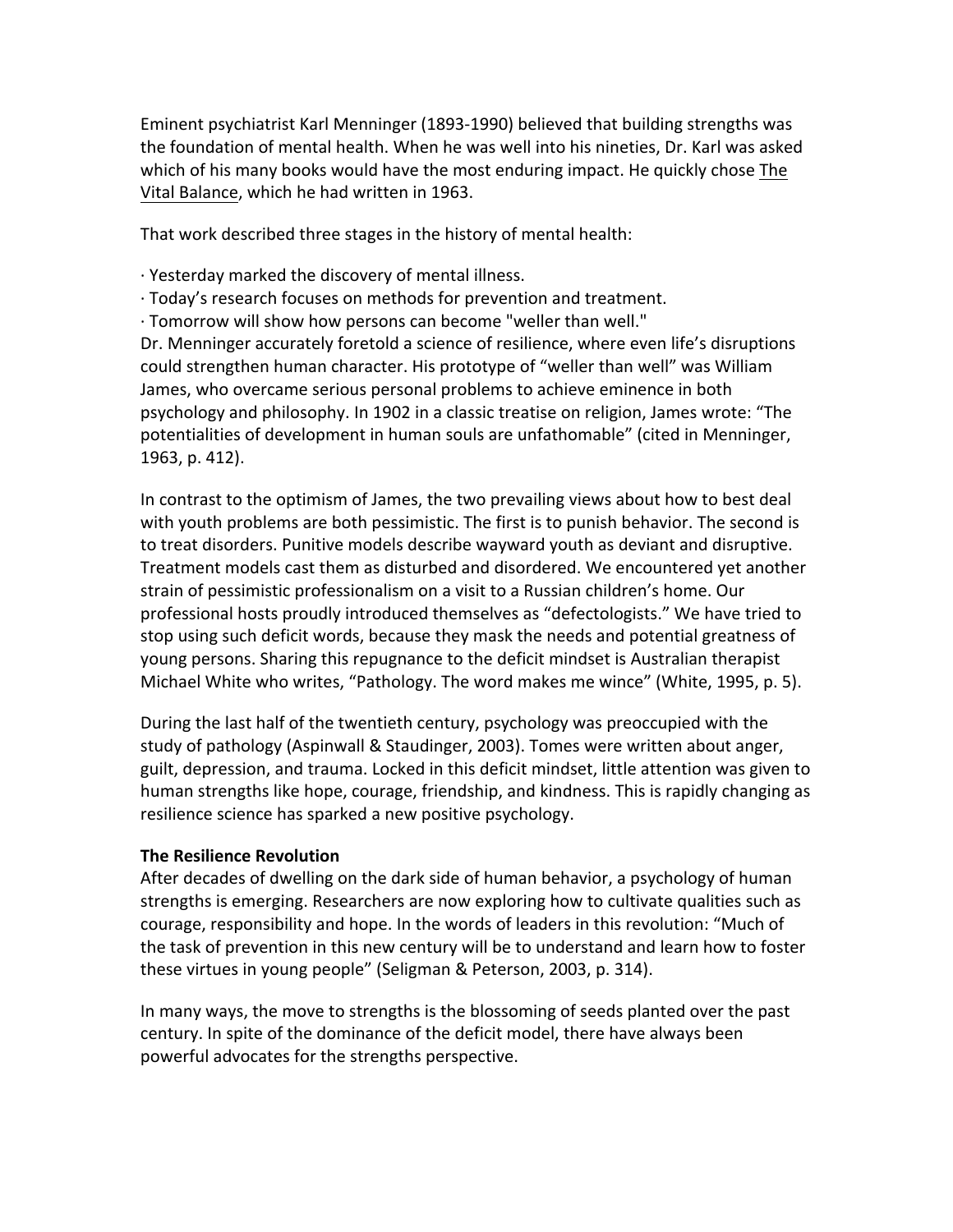Eminent psychiatrist Karl Menninger (1893-1990) believed that building strengths was the foundation of mental health. When he was well into his nineties, Dr. Karl was asked which of his many books would have the most enduring impact. He quickly chose The Vital Balance, which he had written in 1963.

That work described three stages in the history of mental health:

· Yesterday marked the discovery of mental illness.
· Today's research focuses on methods for prevention and treatment.
· Tomorrow will show how persons can become "weller than well."

Dr. Menninger accurately foretold a science of resilience, where even life's disruptions could strengthen human character. His prototype of "weller than well" was William James, who overcame serious personal problems to achieve eminence in both psychology and philosophy. In 1902 in a classic treatise on religion, James wrote: "The potentialities of development in human souls are unfathomable" (cited in Menninger, 1963, p. 412).

In contrast to the optimism of James, the two prevailing views about how to best deal with youth problems are both pessimistic. The first is to punish behavior. The second is to treat disorders. Punitive models describe wayward youth as deviant and disruptive. Treatment models cast them as disturbed and disordered. We encountered yet another strain of pessimistic professionalism on a visit to a Russian children's home. Our professional hosts proudly introduced themselves as "defectologists." We have tried to stop using such deficit words, because they mask the needs and potential greatness of young persons. Sharing this repugnance to the deficit mindset is Australian therapist Michael White who writes, "Pathology. The word makes me wince" (White, 1995, p. 5).

During the last half of the twentieth century, psychology was preoccupied with the study of pathology (Aspinwall & Staudinger, 2003). Tomes were written about anger, guilt, depression, and trauma. Locked in this deficit mindset, little attention was given to human strengths like hope, courage, friendship, and kindness. This is rapidly changing as resilience science has sparked a new positive psychology.

**The Resilience Revolution**

After decades of dwelling on the dark side of human behavior, a psychology of human strengths is emerging. Researchers are now exploring how to cultivate qualities such as courage, responsibility and hope. In the words of leaders in this revolution: "Much of the task of prevention in this new century will be to understand and learn how to foster these virtues in young people" (Seligman & Peterson, 2003, p. 314).

In many ways, the move to strengths is the blossoming of seeds planted over the past century. In spite of the dominance of the deficit model, there have always been powerful advocates for the strengths perspective.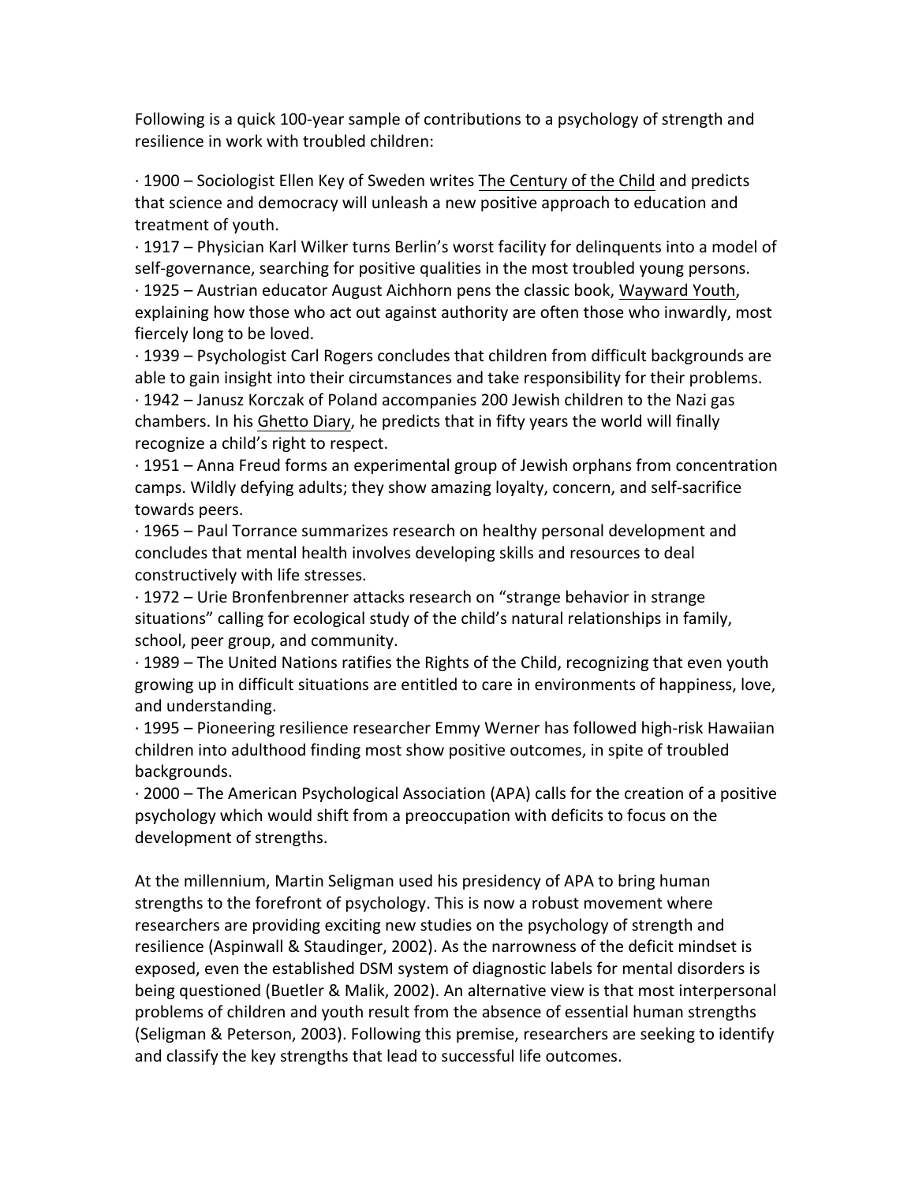Following is a quick 100-year sample of contributions to a psychology of strength and resilience in work with troubled children:

· 1900 – Sociologist Ellen Key of Sweden writes <u>The Century of the Child</u> and predicts that science and democracy will unleash a new positive approach to education and treatment of youth.
· 1917 – Physician Karl Wilker turns Berlin's worst facility for delinquents into a model of self-governance, searching for positive qualities in the most troubled young persons.
· 1925 – Austrian educator August Aichhorn pens the classic book, <u>Wayward Youth</u>, explaining how those who act out against authority are often those who inwardly, most fiercely long to be loved.
· 1939 – Psychologist Carl Rogers concludes that children from difficult backgrounds are able to gain insight into their circumstances and take responsibility for their problems.
· 1942 – Janusz Korczak of Poland accompanies 200 Jewish children to the Nazi gas chambers. In his <u>Ghetto Diary</u>, he predicts that in fifty years the world will finally recognize a child's right to respect.
· 1951 – Anna Freud forms an experimental group of Jewish orphans from concentration camps. Wildly defying adults; they show amazing loyalty, concern, and self-sacrifice towards peers.
· 1965 – Paul Torrance summarizes research on healthy personal development and concludes that mental health involves developing skills and resources to deal constructively with life stresses.
· 1972 – Urie Bronfenbrenner attacks research on "strange behavior in strange situations" calling for ecological study of the child's natural relationships in family, school, peer group, and community.
· 1989 – The United Nations ratifies the Rights of the Child, recognizing that even youth growing up in difficult situations are entitled to care in environments of happiness, love, and understanding.
· 1995 – Pioneering resilience researcher Emmy Werner has followed high-risk Hawaiian children into adulthood finding most show positive outcomes, in spite of troubled backgrounds.
· 2000 – The American Psychological Association (APA) calls for the creation of a positive psychology which would shift from a preoccupation with deficits to focus on the development of strengths.

At the millennium, Martin Seligman used his presidency of APA to bring human strengths to the forefront of psychology. This is now a robust movement where researchers are providing exciting new studies on the psychology of strength and resilience (Aspinwall & Staudinger, 2002). As the narrowness of the deficit mindset is exposed, even the established DSM system of diagnostic labels for mental disorders is being questioned (Buetler & Malik, 2002). An alternative view is that most interpersonal problems of children and youth result from the absence of essential human strengths (Seligman & Peterson, 2003). Following this premise, researchers are seeking to identify and classify the key strengths that lead to successful life outcomes.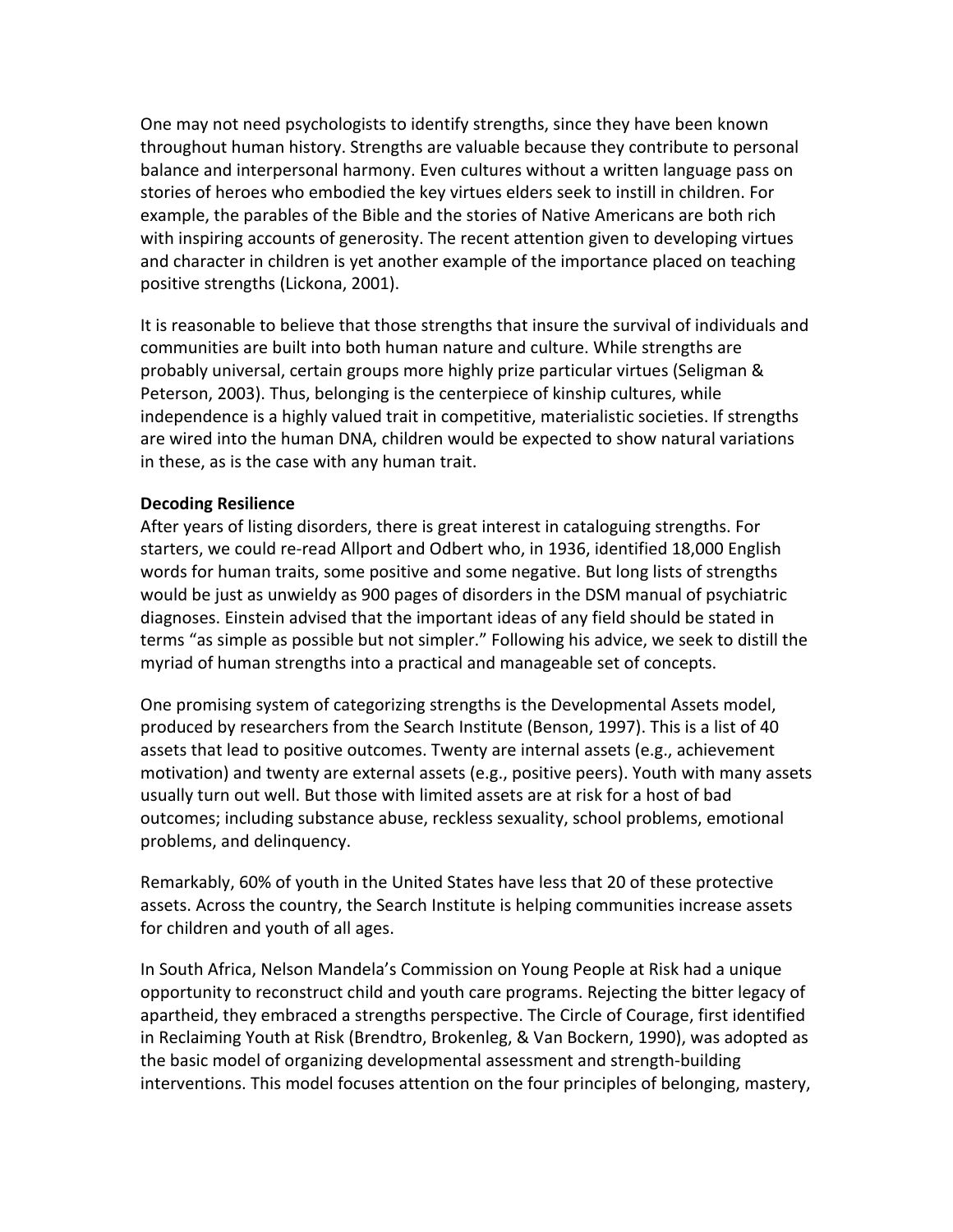One may not need psychologists to identify strengths, since they have been known throughout human history. Strengths are valuable because they contribute to personal balance and interpersonal harmony. Even cultures without a written language pass on stories of heroes who embodied the key virtues elders seek to instill in children. For example, the parables of the Bible and the stories of Native Americans are both rich with inspiring accounts of generosity. The recent attention given to developing virtues and character in children is yet another example of the importance placed on teaching positive strengths (Lickona, 2001).

It is reasonable to believe that those strengths that insure the survival of individuals and communities are built into both human nature and culture. While strengths are probably universal, certain groups more highly prize particular virtues (Seligman & Peterson, 2003). Thus, belonging is the centerpiece of kinship cultures, while independence is a highly valued trait in competitive, materialistic societies. If strengths are wired into the human DNA, children would be expected to show natural variations in these, as is the case with any human trait.

**Decoding Resilience**

After years of listing disorders, there is great interest in cataloguing strengths. For starters, we could re-read Allport and Odbert who, in 1936, identified 18,000 English words for human traits, some positive and some negative. But long lists of strengths would be just as unwieldy as 900 pages of disorders in the DSM manual of psychiatric diagnoses. Einstein advised that the important ideas of any field should be stated in terms "as simple as possible but not simpler." Following his advice, we seek to distill the myriad of human strengths into a practical and manageable set of concepts.

One promising system of categorizing strengths is the Developmental Assets model, produced by researchers from the Search Institute (Benson, 1997). This is a list of 40 assets that lead to positive outcomes. Twenty are internal assets (e.g., achievement motivation) and twenty are external assets (e.g., positive peers). Youth with many assets usually turn out well. But those with limited assets are at risk for a host of bad outcomes; including substance abuse, reckless sexuality, school problems, emotional problems, and delinquency.

Remarkably, 60% of youth in the United States have less that 20 of these protective assets. Across the country, the Search Institute is helping communities increase assets for children and youth of all ages.

In South Africa, Nelson Mandela's Commission on Young People at Risk had a unique opportunity to reconstruct child and youth care programs. Rejecting the bitter legacy of apartheid, they embraced a strengths perspective. The Circle of Courage, first identified in Reclaiming Youth at Risk (Brendtro, Brokenleg, & Van Bockern, 1990), was adopted as the basic model of organizing developmental assessment and strength-building interventions. This model focuses attention on the four principles of belonging, mastery,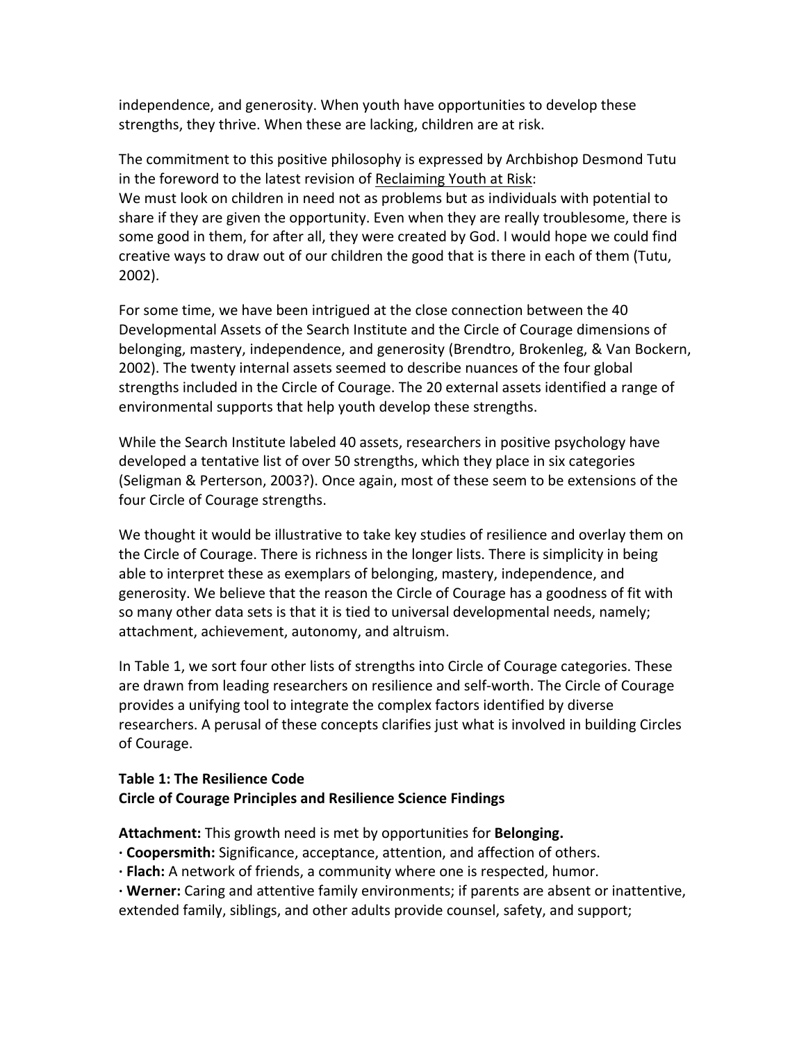independence, and generosity. When youth have opportunities to develop these strengths, they thrive. When these are lacking, children are at risk.

The commitment to this positive philosophy is expressed by Archbishop Desmond Tutu in the foreword to the latest revision of Reclaiming Youth at Risk:
We must look on children in need not as problems but as individuals with potential to share if they are given the opportunity. Even when they are really troublesome, there is some good in them, for after all, they were created by God. I would hope we could find creative ways to draw out of our children the good that is there in each of them (Tutu, 2002).

For some time, we have been intrigued at the close connection between the 40 Developmental Assets of the Search Institute and the Circle of Courage dimensions of belonging, mastery, independence, and generosity (Brendtro, Brokenleg, & Van Bockern, 2002). The twenty internal assets seemed to describe nuances of the four global strengths included in the Circle of Courage. The 20 external assets identified a range of environmental supports that help youth develop these strengths.

While the Search Institute labeled 40 assets, researchers in positive psychology have developed a tentative list of over 50 strengths, which they place in six categories (Seligman & Perterson, 2003?). Once again, most of these seem to be extensions of the four Circle of Courage strengths.

We thought it would be illustrative to take key studies of resilience and overlay them on the Circle of Courage. There is richness in the longer lists. There is simplicity in being able to interpret these as exemplars of belonging, mastery, independence, and generosity. We believe that the reason the Circle of Courage has a goodness of fit with so many other data sets is that it is tied to universal developmental needs, namely; attachment, achievement, autonomy, and altruism.

In Table 1, we sort four other lists of strengths into Circle of Courage categories. These are drawn from leading researchers on resilience and self-worth. The Circle of Courage provides a unifying tool to integrate the complex factors identified by diverse researchers. A perusal of these concepts clarifies just what is involved in building Circles of Courage.

**Table 1: The Resilience Code**
**Circle of Courage Principles and Resilience Science Findings**

**Attachment:** This growth need is met by opportunities for **Belonging.**

- **Coopersmith:** Significance, acceptance, attention, and affection of others.
- **Flach:** A network of friends, a community where one is respected, humor.
- **Werner:** Caring and attentive family environments; if parents are absent or inattentive, extended family, siblings, and other adults provide counsel, safety, and support;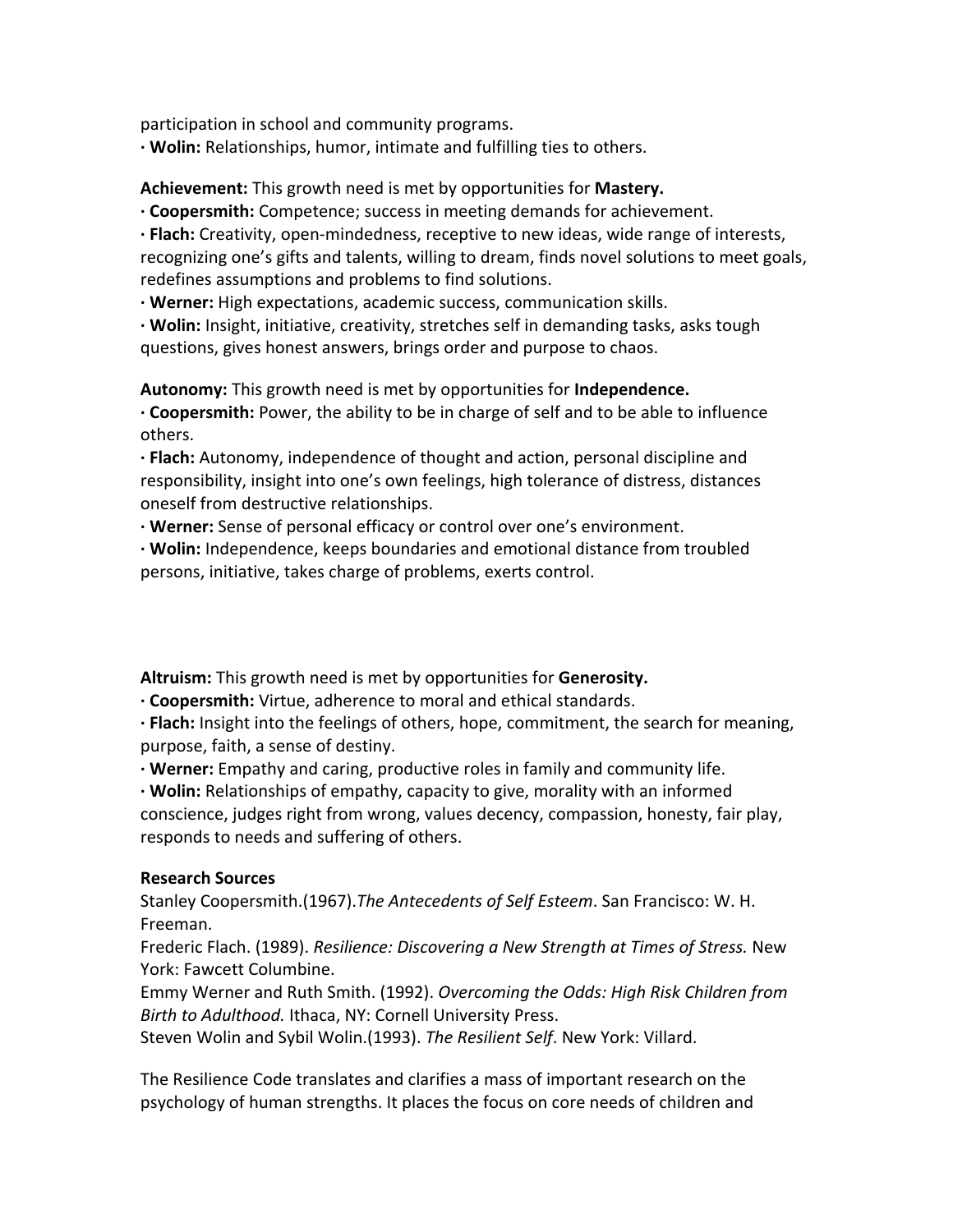participation in school and community programs.

· **Wolin:** Relationships, humor, intimate and fulfilling ties to others.

**Achievement:** This growth need is met by opportunities for **Mastery.**

· **Coopersmith:** Competence; success in meeting demands for achievement.

· **Flach:** Creativity, open-mindedness, receptive to new ideas, wide range of interests, recognizing one's gifts and talents, willing to dream, finds novel solutions to meet goals, redefines assumptions and problems to find solutions.

· **Werner:** High expectations, academic success, communication skills.

· **Wolin:** Insight, initiative, creativity, stretches self in demanding tasks, asks tough questions, gives honest answers, brings order and purpose to chaos.

**Autonomy:** This growth need is met by opportunities for **Independence.**

· **Coopersmith:** Power, the ability to be in charge of self and to be able to influence others.

· **Flach:** Autonomy, independence of thought and action, personal discipline and responsibility, insight into one's own feelings, high tolerance of distress, distances oneself from destructive relationships.

· **Werner:** Sense of personal efficacy or control over one's environment.

· **Wolin:** Independence, keeps boundaries and emotional distance from troubled persons, initiative, takes charge of problems, exerts control.

**Altruism:** This growth need is met by opportunities for **Generosity.**

· **Coopersmith:** Virtue, adherence to moral and ethical standards.

· **Flach:** Insight into the feelings of others, hope, commitment, the search for meaning, purpose, faith, a sense of destiny.

· **Werner:** Empathy and caring, productive roles in family and community life.

· **Wolin:** Relationships of empathy, capacity to give, morality with an informed conscience, judges right from wrong, values decency, compassion, honesty, fair play, responds to needs and suffering of others.

**Research Sources**

Stanley Coopersmith.(1967).*The Antecedents of Self Esteem*. San Francisco: W. H. Freeman.

Frederic Flach. (1989). *Resilience: Discovering a New Strength at Times of Stress.* New York: Fawcett Columbine.

Emmy Werner and Ruth Smith. (1992). *Overcoming the Odds: High Risk Children from Birth to Adulthood.* Ithaca, NY: Cornell University Press.

Steven Wolin and Sybil Wolin.(1993). *The Resilient Self*. New York: Villard.

The Resilience Code translates and clarifies a mass of important research on the psychology of human strengths. It places the focus on core needs of children and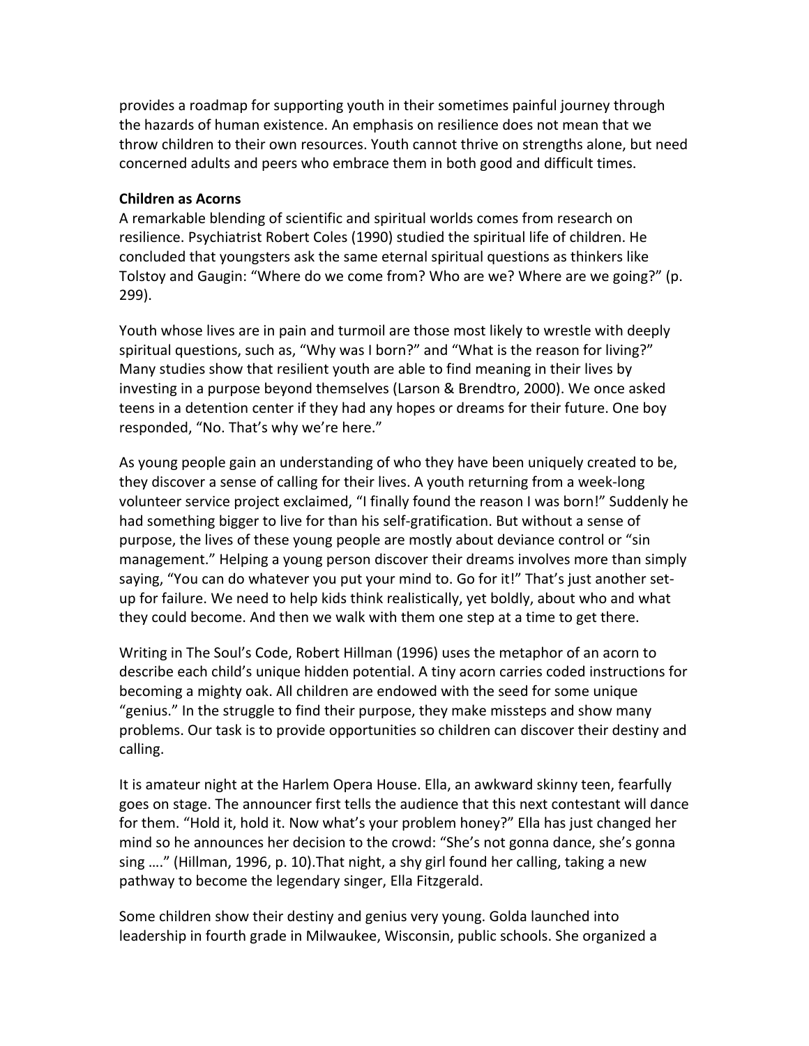provides a roadmap for supporting youth in their sometimes painful journey through the hazards of human existence. An emphasis on resilience does not mean that we throw children to their own resources. Youth cannot thrive on strengths alone, but need concerned adults and peers who embrace them in both good and difficult times.

**Children as Acorns**

A remarkable blending of scientific and spiritual worlds comes from research on resilience. Psychiatrist Robert Coles (1990) studied the spiritual life of children. He concluded that youngsters ask the same eternal spiritual questions as thinkers like Tolstoy and Gaugin: "Where do we come from? Who are we? Where are we going?" (p. 299).

Youth whose lives are in pain and turmoil are those most likely to wrestle with deeply spiritual questions, such as, "Why was I born?" and "What is the reason for living?" Many studies show that resilient youth are able to find meaning in their lives by investing in a purpose beyond themselves (Larson & Brendtro, 2000). We once asked teens in a detention center if they had any hopes or dreams for their future. One boy responded, "No. That's why we're here."

As young people gain an understanding of who they have been uniquely created to be, they discover a sense of calling for their lives. A youth returning from a week-long volunteer service project exclaimed, "I finally found the reason I was born!" Suddenly he had something bigger to live for than his self-gratification. But without a sense of purpose, the lives of these young people are mostly about deviance control or "sin management." Helping a young person discover their dreams involves more than simply saying, "You can do whatever you put your mind to. Go for it!" That's just another set-up for failure. We need to help kids think realistically, yet boldly, about who and what they could become. And then we walk with them one step at a time to get there.

Writing in The Soul's Code, Robert Hillman (1996) uses the metaphor of an acorn to describe each child's unique hidden potential. A tiny acorn carries coded instructions for becoming a mighty oak. All children are endowed with the seed for some unique "genius." In the struggle to find their purpose, they make missteps and show many problems. Our task is to provide opportunities so children can discover their destiny and calling.

It is amateur night at the Harlem Opera House. Ella, an awkward skinny teen, fearfully goes on stage. The announcer first tells the audience that this next contestant will dance for them. "Hold it, hold it. Now what's your problem honey?" Ella has just changed her mind so he announces her decision to the crowd: "She's not gonna dance, she's gonna sing …." (Hillman, 1996, p. 10).That night, a shy girl found her calling, taking a new pathway to become the legendary singer, Ella Fitzgerald.

Some children show their destiny and genius very young. Golda launched into leadership in fourth grade in Milwaukee, Wisconsin, public schools. She organized a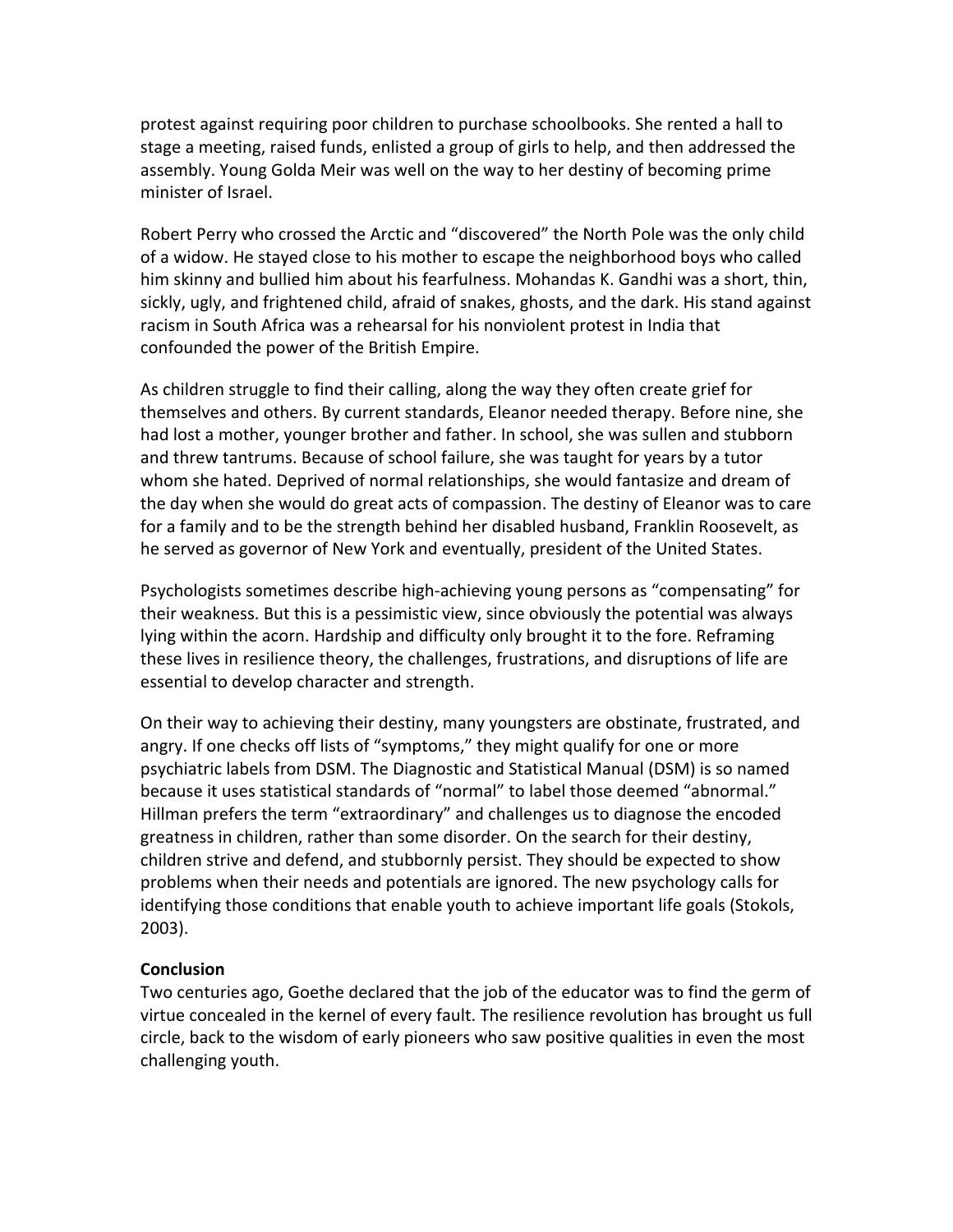protest against requiring poor children to purchase schoolbooks. She rented a hall to stage a meeting, raised funds, enlisted a group of girls to help, and then addressed the assembly. Young Golda Meir was well on the way to her destiny of becoming prime minister of Israel.

Robert Perry who crossed the Arctic and "discovered" the North Pole was the only child of a widow. He stayed close to his mother to escape the neighborhood boys who called him skinny and bullied him about his fearfulness. Mohandas K. Gandhi was a short, thin, sickly, ugly, and frightened child, afraid of snakes, ghosts, and the dark. His stand against racism in South Africa was a rehearsal for his nonviolent protest in India that confounded the power of the British Empire.

As children struggle to find their calling, along the way they often create grief for themselves and others. By current standards, Eleanor needed therapy. Before nine, she had lost a mother, younger brother and father. In school, she was sullen and stubborn and threw tantrums. Because of school failure, she was taught for years by a tutor whom she hated. Deprived of normal relationships, she would fantasize and dream of the day when she would do great acts of compassion. The destiny of Eleanor was to care for a family and to be the strength behind her disabled husband, Franklin Roosevelt, as he served as governor of New York and eventually, president of the United States.

Psychologists sometimes describe high-achieving young persons as "compensating" for their weakness. But this is a pessimistic view, since obviously the potential was always lying within the acorn. Hardship and difficulty only brought it to the fore. Reframing these lives in resilience theory, the challenges, frustrations, and disruptions of life are essential to develop character and strength.

On their way to achieving their destiny, many youngsters are obstinate, frustrated, and angry. If one checks off lists of "symptoms," they might qualify for one or more psychiatric labels from DSM. The Diagnostic and Statistical Manual (DSM) is so named because it uses statistical standards of "normal" to label those deemed "abnormal." Hillman prefers the term "extraordinary" and challenges us to diagnose the encoded greatness in children, rather than some disorder. On the search for their destiny, children strive and defend, and stubbornly persist. They should be expected to show problems when their needs and potentials are ignored. The new psychology calls for identifying those conditions that enable youth to achieve important life goals (Stokols, 2003).

**Conclusion**

Two centuries ago, Goethe declared that the job of the educator was to find the germ of virtue concealed in the kernel of every fault. The resilience revolution has brought us full circle, back to the wisdom of early pioneers who saw positive qualities in even the most challenging youth.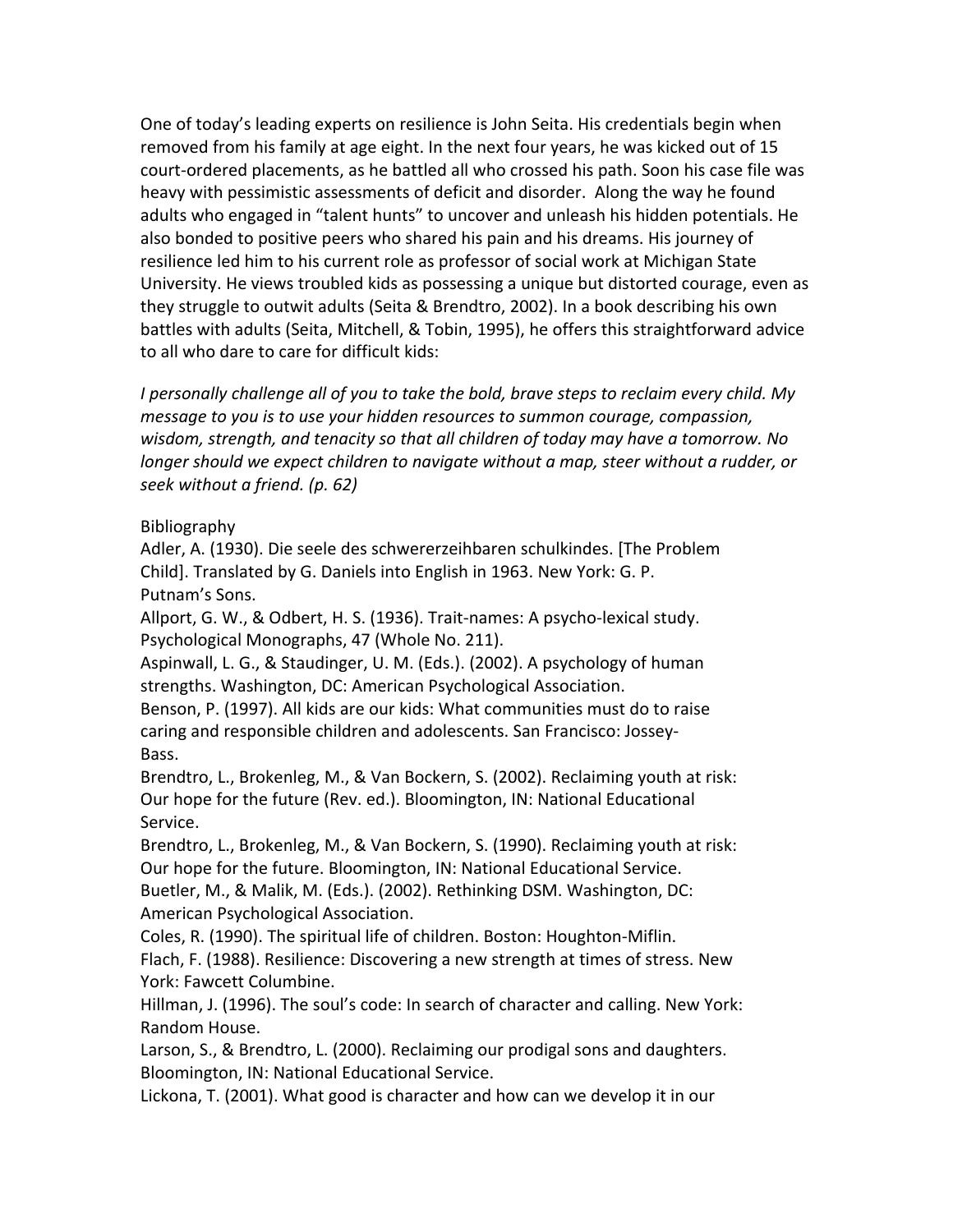One of today's leading experts on resilience is John Seita. His credentials begin when removed from his family at age eight. In the next four years, he was kicked out of 15 court-ordered placements, as he battled all who crossed his path. Soon his case file was heavy with pessimistic assessments of deficit and disorder. Along the way he found adults who engaged in "talent hunts" to uncover and unleash his hidden potentials. He also bonded to positive peers who shared his pain and his dreams. His journey of resilience led him to his current role as professor of social work at Michigan State University. He views troubled kids as possessing a unique but distorted courage, even as they struggle to outwit adults (Seita & Brendtro, 2002). In a book describing his own battles with adults (Seita, Mitchell, & Tobin, 1995), he offers this straightforward advice to all who dare to care for difficult kids:

*I personally challenge all of you to take the bold, brave steps to reclaim every child. My message to you is to use your hidden resources to summon courage, compassion, wisdom, strength, and tenacity so that all children of today may have a tomorrow. No longer should we expect children to navigate without a map, steer without a rudder, or seek without a friend. (p. 62)*

Bibliography

Adler, A. (1930). Die seele des schwererzeihbaren schulkindes. [The Problem Child]. Translated by G. Daniels into English in 1963. New York: G. P. Putnam's Sons.

Allport, G. W., & Odbert, H. S. (1936). Trait-names: A psycho-lexical study. Psychological Monographs, 47 (Whole No. 211).

Aspinwall, L. G., & Staudinger, U. M. (Eds.). (2002). A psychology of human strengths. Washington, DC: American Psychological Association.

Benson, P. (1997). All kids are our kids: What communities must do to raise caring and responsible children and adolescents. San Francisco: Jossey-Bass.

Brendtro, L., Brokenleg, M., & Van Bockern, S. (2002). Reclaiming youth at risk: Our hope for the future (Rev. ed.). Bloomington, IN: National Educational Service.

Brendtro, L., Brokenleg, M., & Van Bockern, S. (1990). Reclaiming youth at risk: Our hope for the future. Bloomington, IN: National Educational Service.

Buetler, M., & Malik, M. (Eds.). (2002). Rethinking DSM. Washington, DC: American Psychological Association.

Coles, R. (1990). The spiritual life of children. Boston: Houghton-Miflin.

Flach, F. (1988). Resilience: Discovering a new strength at times of stress. New York: Fawcett Columbine.

Hillman, J. (1996). The soul's code: In search of character and calling. New York: Random House.

Larson, S., & Brendtro, L. (2000). Reclaiming our prodigal sons and daughters. Bloomington, IN: National Educational Service.

Lickona, T. (2001). What good is character and how can we develop it in our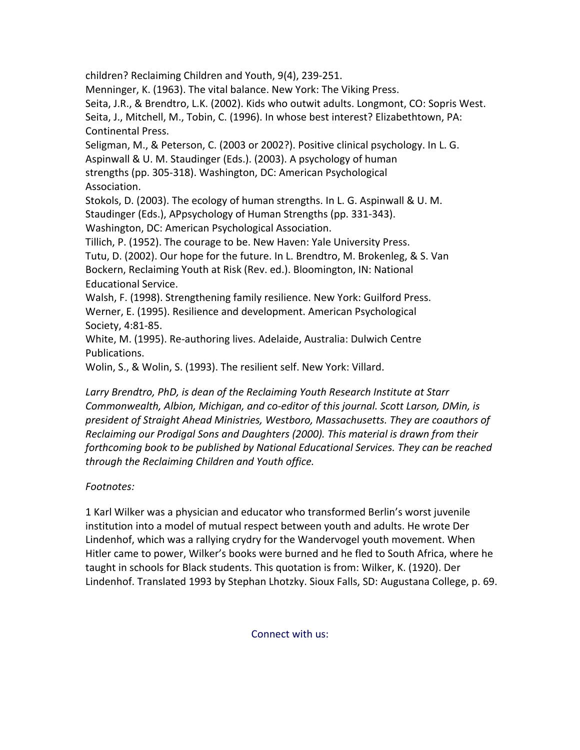children? Reclaiming Children and Youth, 9(4), 239-251.
Menninger, K. (1963). The vital balance. New York: The Viking Press.
Seita, J.R., & Brendtro, L.K. (2002). Kids who outwit adults. Longmont, CO: Sopris West.
Seita, J., Mitchell, M., Tobin, C. (1996). In whose best interest? Elizabethtown, PA: Continental Press.
Seligman, M., & Peterson, C. (2003 or 2002?). Positive clinical psychology. In L. G. Aspinwall & U. M. Staudinger (Eds.). (2003). A psychology of human strengths (pp. 305-318). Washington, DC: American Psychological Association.
Stokols, D. (2003). The ecology of human strengths. In L. G. Aspinwall & U. M. Staudinger (Eds.), APpsychology of Human Strengths (pp. 331-343). Washington, DC: American Psychological Association.
Tillich, P. (1952). The courage to be. New Haven: Yale University Press.
Tutu, D. (2002). Our hope for the future. In L. Brendtro, M. Brokenleg, & S. Van Bockern, Reclaiming Youth at Risk (Rev. ed.). Bloomington, IN: National Educational Service.
Walsh, F. (1998). Strengthening family resilience. New York: Guilford Press.
Werner, E. (1995). Resilience and development. American Psychological Society, 4:81-85.
White, M. (1995). Re-authoring lives. Adelaide, Australia: Dulwich Centre Publications.
Wolin, S., & Wolin, S. (1993). The resilient self. New York: Villard.

*Larry Brendtro, PhD, is dean of the Reclaiming Youth Research Institute at Starr Commonwealth, Albion, Michigan, and co-editor of this journal. Scott Larson, DMin, is president of Straight Ahead Ministries, Westboro, Massachusetts. They are coauthors of Reclaiming our Prodigal Sons and Daughters (2000). This material is drawn from their forthcoming book to be published by National Educational Services. They can be reached through the Reclaiming Children and Youth office.*

*Footnotes:*

1 Karl Wilker was a physician and educator who transformed Berlin's worst juvenile institution into a model of mutual respect between youth and adults. He wrote Der Lindenhof, which was a rallying crydry for the Wandervogel youth movement. When Hitler came to power, Wilker's books were burned and he fled to South Africa, where he taught in schools for Black students. This quotation is from: Wilker, K. (1920). Der Lindenhof. Translated 1993 by Stephan Lhotzky. Sioux Falls, SD: Augustana College, p. 69.

Connect with us: